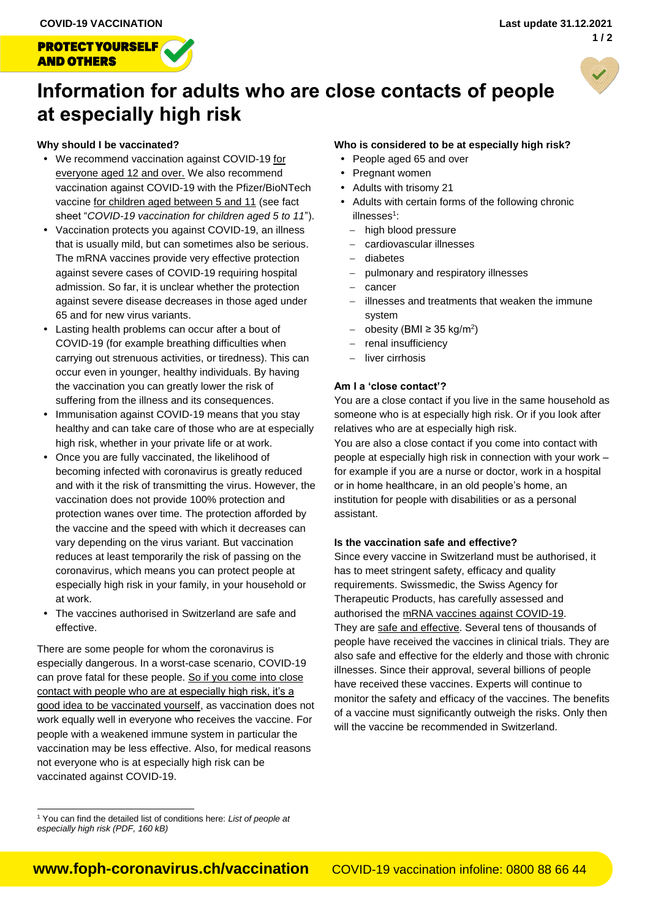COVID-19 VACCINATION

**PROTECT YOURSELF AND OTHERS**

Last update 31.12.2021

# Information for adults who are close contacts of people at especially high risk

### Why should I be vaccinated?

- We recommend vaccination against COVID-19 for everyone aged 12 and over. We also recommend vaccination against COVID-19 with the Pfizer/BioNTech vaccine for children aged between 5 and 11 (see fact sheet "*COVID-19 vaccination for children aged 5 to 11*").
- Vaccination protects you against COVID-19, an illness that is usually mild, but can sometimes also be serious. The mRNA vaccines provide very effective protection against severe cases of COVID-19 requiring hospital admission. So far, it is unclear whether the protection against severe disease decreases in those aged under 65 and for new virus variants.
- Lasting health problems can occur after a bout of COVID-19 (for example breathing difficulties when carrying out strenuous activities, or tiredness). This can occur even in younger, healthy individuals. By having the vaccination you can greatly lower the risk of suffering from the illness and its consequences.
- Immunisation against COVID-19 means that you stay healthy and can take care of those who are at especially high risk, whether in your private life or at work.
- Once you are fully vaccinated, the likelihood of becoming infected with coronavirus is greatly reduced and with it the risk of transmitting the virus. However, the vaccination does not provide 100% protection and protection wanes over time. The protection afforded by the vaccine and the speed with which it decreases can vary depending on the virus variant. But vaccination reduces at least temporarily the risk of passing on the coronavirus, which means you can protect people at especially high risk in your family, in your household or at work.
- The vaccines authorised in Switzerland are safe and effective.

There are some people for whom the coronavirus is especially dangerous. In a worst-case scenario, COVID-19 can prove fatal for these people. So if you come into close contact with people who are at especially high risk, it's a good idea to be vaccinated yourself, as vaccination does not work equally well in everyone who receives the vaccine. For people with a weakened immune system in particular the vaccination may be less effective. Also, for medical reasons not everyone who is at especially high risk can be vaccinated against COVID-19.

### Who is considered to be at especially high risk?

- People aged 65 and over
- Pregnant women
- Adults with trisomy 21
- Adults with certain forms of the following chronic illnesses[1]:
  - high blood pressure
  - cardiovascular illnesses
  - diabetes
  - pulmonary and respiratory illnesses
  - cancer
  - illnesses and treatments that weaken the immune system
  - obesity (BMI ≥ 35 kg/m$^2$)
  - renal insufficiency
  - liver cirrhosis

### Am I a 'close contact'?

You are a close contact if you live in the same household as someone who is at especially high risk. Or if you look after relatives who are at especially high risk.

You are also a close contact if you come into contact with people at especially high risk in connection with your work – for example if you are a nurse or doctor, work in a hospital or in home healthcare, in an old people's home, an institution for people with disabilities or as a personal assistant.

### Is the vaccination safe and effective?

Since every vaccine in Switzerland must be authorised, it has to meet stringent safety, efficacy and quality requirements. Swissmedic, the Swiss Agency for Therapeutic Products, has carefully assessed and authorised the mRNA vaccines against COVID-19. They are safe and effective. Several tens of thousands of people have received the vaccines in clinical trials. They are also safe and effective for the elderly and those with chronic illnesses. Since their approval, several billions of people have received these vaccines. Experts will continue to monitor the safety and efficacy of the vaccines. The benefits of a vaccine must significantly outweigh the risks. Only then will the vaccine be recommended in Switzerland.

[1] You can find the detailed list of conditions here: *List of people at especially high risk (PDF, 160 kB)*

**www.foph-coronavirus.ch/vaccination** COVID-19 vaccination infoline: 0800 88 66 44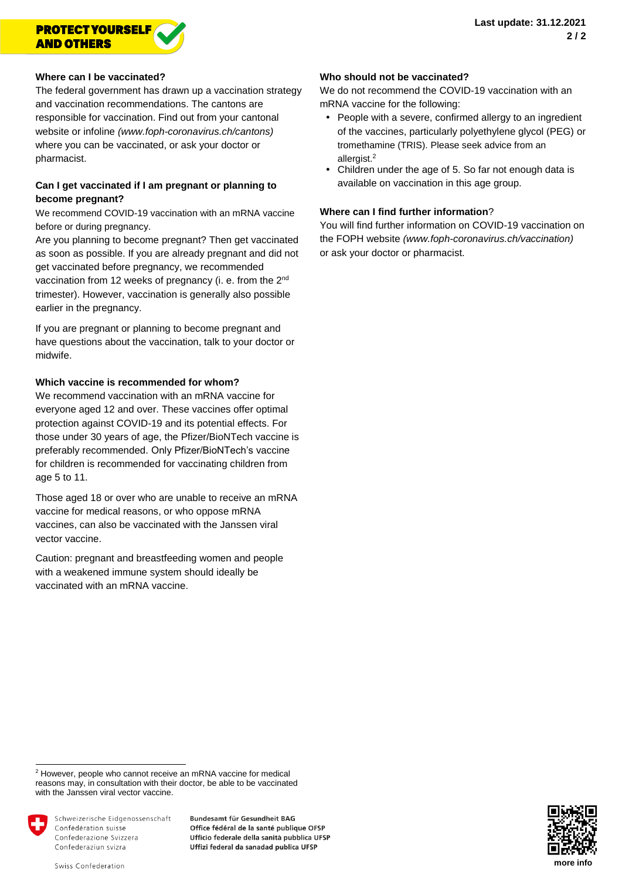### Where can I be vaccinated?

The federal government has drawn up a vaccination strategy and vaccination recommendations. The cantons are responsible for vaccination. Find out from your cantonal website or infoline *(www.foph-coronavirus.ch/cantons)* where you can be vaccinated, or ask your doctor or pharmacist.

### Can I get vaccinated if I am pregnant or planning to become pregnant?

We recommend COVID-19 vaccination with an mRNA vaccine before or during pregnancy.

Are you planning to become pregnant? Then get vaccinated as soon as possible. If you are already pregnant and did not get vaccinated before pregnancy, we recommended vaccination from 12 weeks of pregnancy (i. e. from the 2nd trimester). However, vaccination is generally also possible earlier in the pregnancy.

If you are pregnant or planning to become pregnant and have questions about the vaccination, talk to your doctor or midwife.

### Which vaccine is recommended for whom?

We recommend vaccination with an mRNA vaccine for everyone aged 12 and over. These vaccines offer optimal protection against COVID-19 and its potential effects. For those under 30 years of age, the Pfizer/BioNTech vaccine is preferably recommended. Only Pfizer/BioNTech's vaccine for children is recommended for vaccinating children from age 5 to 11.

Those aged 18 or over who are unable to receive an mRNA vaccine for medical reasons, or who oppose mRNA vaccines, can also be vaccinated with the Janssen viral vector vaccine.

Caution: pregnant and breastfeeding women and people with a weakened immune system should ideally be vaccinated with an mRNA vaccine.

### Who should not be vaccinated?

We do not recommend the COVID-19 vaccination with an mRNA vaccine for the following:

- People with a severe, confirmed allergy to an ingredient of the vaccines, particularly polyethylene glycol (PEG) or tromethamine (TRIS). Please seek advice from an allergist.[2]
- Children under the age of 5. So far not enough data is available on vaccination in this age group.

### Where can I find further information?

You will find further information on COVID-19 vaccination on the FOPH website *(www.foph-coronavirus.ch/vaccination)* or ask your doctor or pharmacist.

[2] However, people who cannot receive an mRNA vaccine for medical reasons may, in consultation with their doctor, be able to be vaccinated with the Janssen viral vector vaccine.

Schweizerische Eidgenossenschaft
Confédération suisse
Confederazione Svizzera
Confederaziun svizra

Swiss Confederation

**Bundesamt für Gesundheit BAG**
**Office fédéral de la santé publique OFSP**
**Ufficio federale della sanità pubblica UFSP**
**Uffizi federal da sanadad publica UFSP**

**more info**